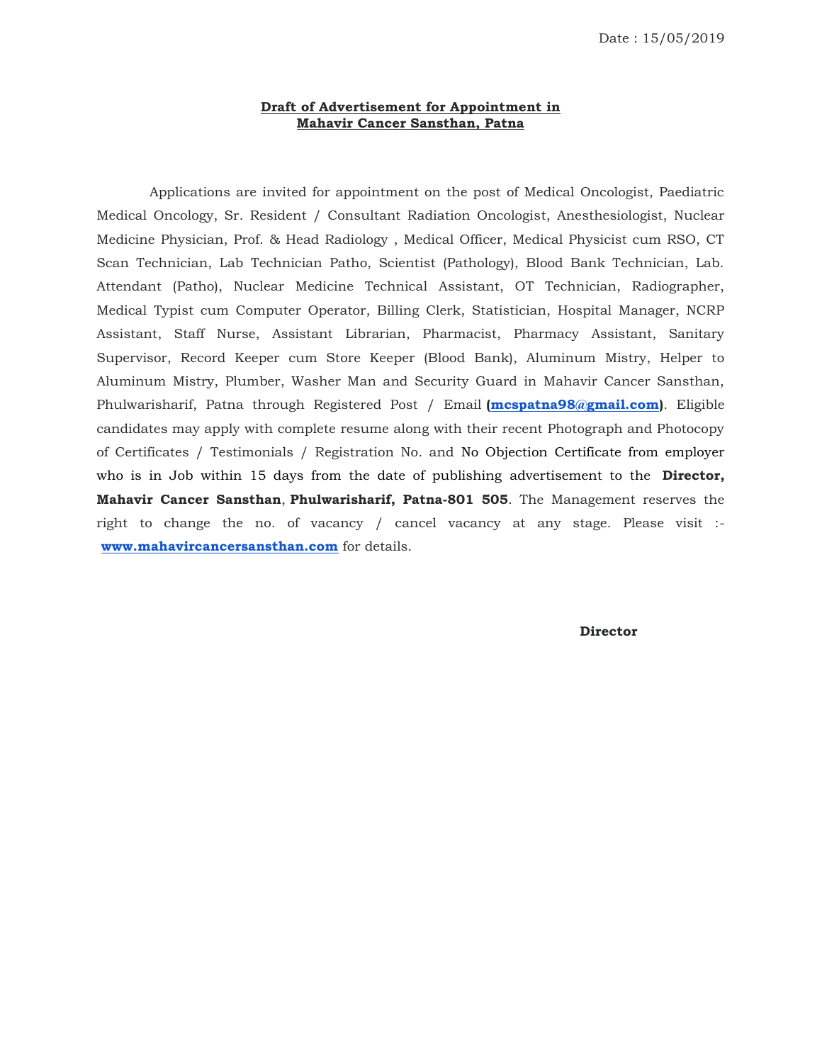Date : 15/05/2019

**Draft of Advertisement for Appointment in**
**Mahavir Cancer Sansthan, Patna**

Applications are invited for appointment on the post of Medical Oncologist, Paediatric Medical Oncology, Sr. Resident / Consultant Radiation Oncologist, Anesthesiologist, Nuclear Medicine Physician, Prof. & Head Radiology , Medical Officer, Medical Physicist cum RSO, CT Scan Technician, Lab Technician Patho, Scientist (Pathology), Blood Bank Technician, Lab. Attendant (Patho), Nuclear Medicine Technical Assistant, OT Technician, Radiographer, Medical Typist cum Computer Operator, Billing Clerk, Statistician, Hospital Manager, NCRP Assistant, Staff Nurse, Assistant Librarian, Pharmacist, Pharmacy Assistant, Sanitary Supervisor, Record Keeper cum Store Keeper (Blood Bank), Aluminum Mistry, Helper to Aluminum Mistry, Plumber, Washer Man and Security Guard in Mahavir Cancer Sansthan, Phulwarisharif, Patna through Registered Post / Email **(mcspatna98@gmail.com)**. Eligible candidates may apply with complete resume along with their recent Photograph and Photocopy of Certificates / Testimonials / Registration No. and No Objection Certificate from employer who is in Job within 15 days from the date of publishing advertisement to the **Director, Mahavir Cancer Sansthan**, **Phulwarisharif, Patna-801 505**. The Management reserves the right to change the no. of vacancy / cancel vacancy at any stage. Please visit :- **www.mahavircancersansthan.com** for details.

**Director**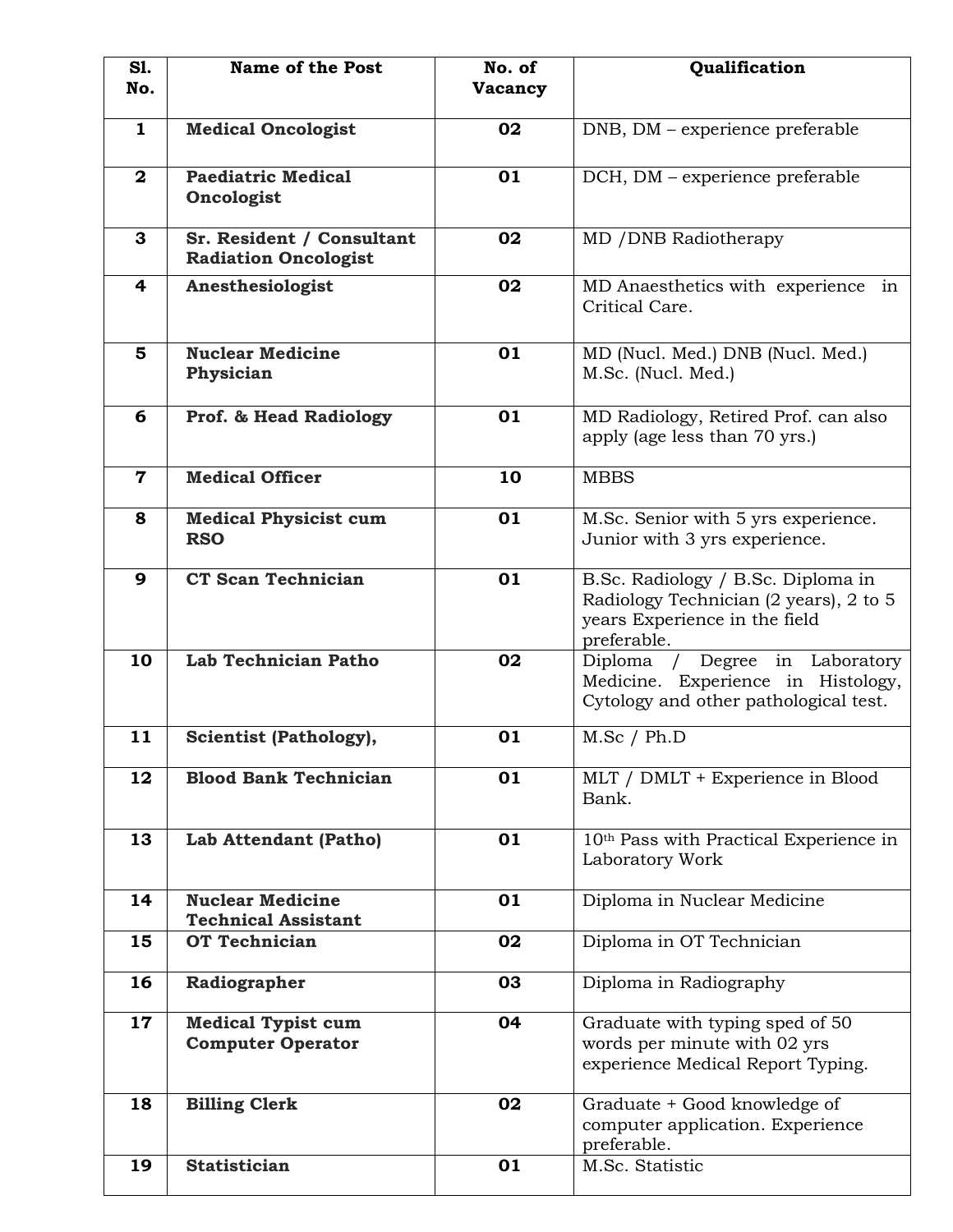| Sl. No. | Name of the Post | No. of Vacancy | Qualification |
|---|---|---|---|
| **1** | **Medical Oncologist** | **02** | DNB, DM – experience preferable |
| **2** | **Paediatric Medical Oncologist** | **01** | DCH, DM – experience preferable |
| **3** | **Sr. Resident / Consultant Radiation Oncologist** | **02** | MD /DNB Radiotherapy |
| **4** | **Anesthesiologist** | **02** | MD Anaesthetics with experience in Critical Care. |
| **5** | **Nuclear Medicine Physician** | **01** | MD (Nucl. Med.) DNB (Nucl. Med.) M.Sc. (Nucl. Med.) |
| **6** | **Prof. & Head Radiology** | **01** | MD Radiology, Retired Prof. can also apply (age less than 70 yrs.) |
| **7** | **Medical Officer** | **10** | MBBS |
| **8** | **Medical Physicist cum RSO** | **01** | M.Sc. Senior with 5 yrs experience. Junior with 3 yrs experience. |
| **9** | **CT Scan Technician** | **01** | B.Sc. Radiology / B.Sc. Diploma in Radiology Technician (2 years), 2 to 5 years Experience in the field preferable. |
| **10** | **Lab Technician Patho** | **02** | Diploma / Degree in Laboratory Medicine. Experience in Histology, Cytology and other pathological test. |
| **11** | **Scientist (Pathology),** | **01** | M.Sc / Ph.D |
| **12** | **Blood Bank Technician** | **01** | MLT / DMLT + Experience in Blood Bank. |
| **13** | **Lab Attendant (Patho)** | **01** | 10th Pass with Practical Experience in Laboratory Work |
| **14** | **Nuclear Medicine Technical Assistant** | **01** | Diploma in Nuclear Medicine |
| **15** | **OT Technician** | **02** | Diploma in OT Technician |
| **16** | **Radiographer** | **03** | Diploma in Radiography |
| **17** | **Medical Typist cum Computer Operator** | **04** | Graduate with typing sped of 50 words per minute with 02 yrs experience Medical Report Typing. |
| **18** | **Billing Clerk** | **02** | Graduate + Good knowledge of computer application. Experience preferable. |
| **19** | **Statistician** | **01** | M.Sc. Statistic |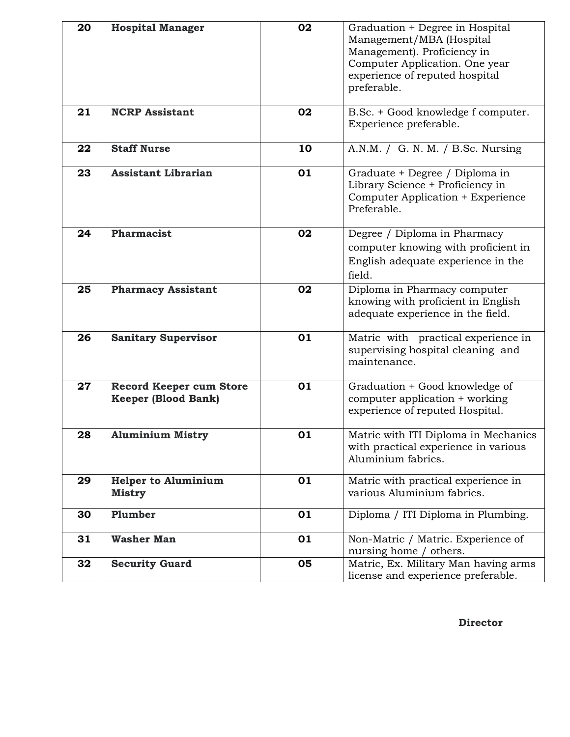| | | | |
|---|---|---|---|
| **20** | **Hospital Manager** | **02** | Graduation + Degree in Hospital Management/MBA (Hospital Management). Proficiency in Computer Application. One year experience of reputed hospital preferable. |
| **21** | **NCRP Assistant** | **02** | B.Sc. + Good knowledge f computer. Experience preferable. |
| **22** | **Staff Nurse** | **10** | A.N.M. / G. N. M. / B.Sc. Nursing |
| **23** | **Assistant Librarian** | **01** | Graduate + Degree / Diploma in Library Science + Proficiency in Computer Application + Experience Preferable. |
| **24** | **Pharmacist** | **02** | Degree / Diploma in Pharmacy computer knowing with proficient in English adequate experience in the field. |
| **25** | **Pharmacy Assistant** | **02** | Diploma in Pharmacy computer knowing with proficient in English adequate experience in the field. |
| **26** | **Sanitary Supervisor** | **01** | Matric with practical experience in supervising hospital cleaning and maintenance. |
| **27** | **Record Keeper cum Store Keeper (Blood Bank)** | **01** | Graduation + Good knowledge of computer application + working experience of reputed Hospital. |
| **28** | **Aluminium Mistry** | **01** | Matric with ITI Diploma in Mechanics with practical experience in various Aluminium fabrics. |
| **29** | **Helper to Aluminium Mistry** | **01** | Matric with practical experience in various Aluminium fabrics. |
| **30** | **Plumber** | **01** | Diploma / ITI Diploma in Plumbing. |
| **31** | **Washer Man** | **01** | Non-Matric / Matric. Experience of nursing home / others. |
| **32** | **Security Guard** | **05** | Matric, Ex. Military Man having arms license and experience preferable. |

**Director**